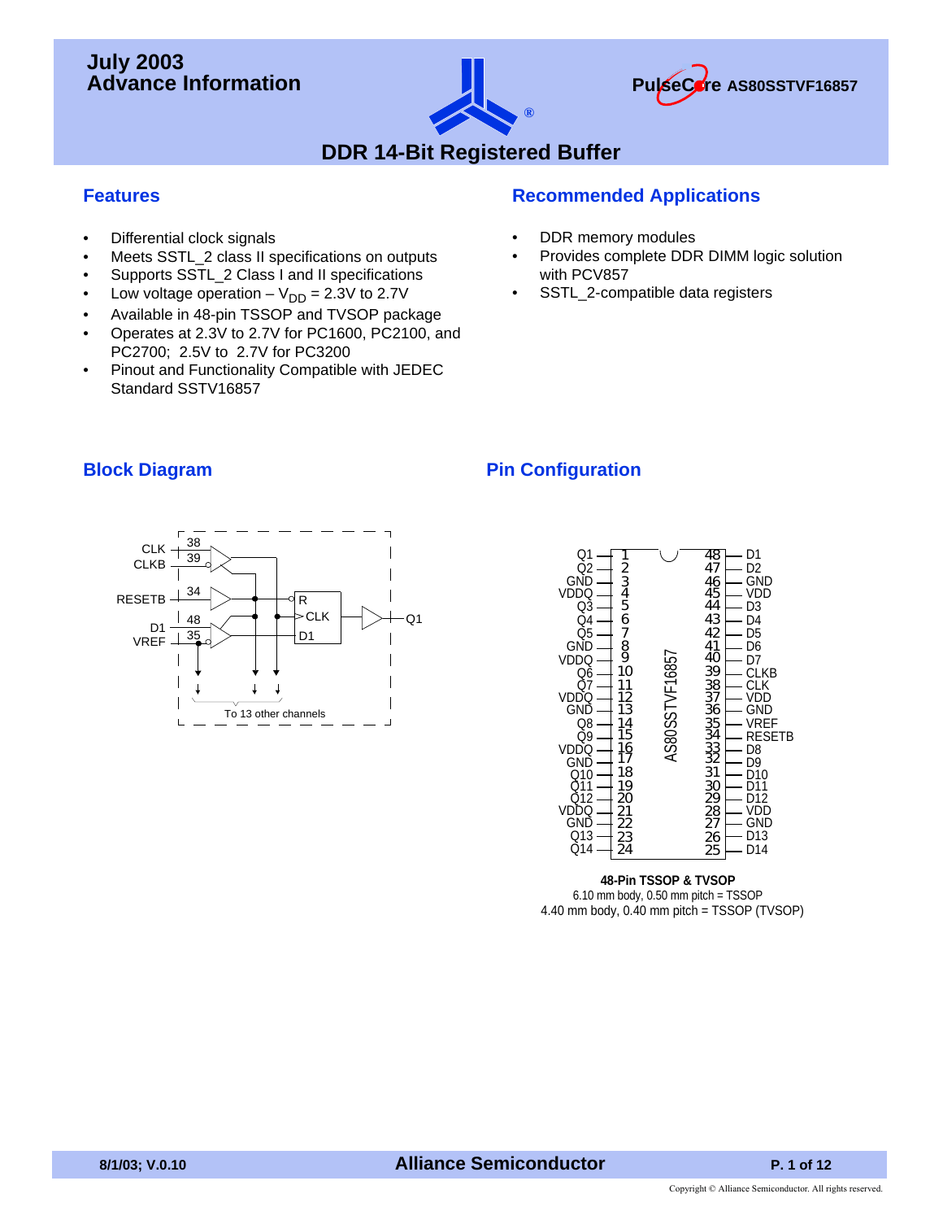July 2003
Advance Information

PulseCore AS80SSTVF16857

# DDR 14-Bit Registered Buffer

## Features

- Differential clock signals
- Meets SSTL_2 class II specifications on outputs
- Supports SSTL_2 Class I and II specifications
- Low voltage operation – $V_{DD}$ = 2.3V to 2.7V
- Available in 48-pin TSSOP and TVSOP package
- Operates at 2.3V to 2.7V for PC1600, PC2100, and PC2700; 2.5V to 2.7V for PC3200
- Pinout and Functionality Compatible with JEDEC Standard SSTV16857

## Recommended Applications

- DDR memory modules
- Provides complete DDR DIMM logic solution with PCV857
- SSTL_2-compatible data registers

## Block Diagram

CLK 38, CLKB 39, RESETB 34, D1 48, VREF 35 → R / CLK / D1 → Q1

To 13 other channels

## Pin Configuration

| Pin | Name | Pin | Name |
|---|---|---|---|
| 1 | Q1 | 48 | D1 |
| 2 | Q2 | 47 | D2 |
| 3 | GND | 46 | GND |
| 4 | VDDQ | 45 | VDD |
| 5 | Q3 | 44 | D3 |
| 6 | Q4 | 43 | D4 |
| 7 | Q5 | 42 | D5 |
| 8 | GND | 41 | D6 |
| 9 | VDDQ | 40 | D7 |
| 10 | Q6 | 39 | CLKB |
| 11 | Q7 | 38 | CLK |
| 12 | VDDQ | 37 | VDD |
| 13 | GND | 36 | GND |
| 14 | Q8 | 35 | VREF |
| 15 | Q9 | 34 | RESETB |
| 16 | VDDQ | 33 | D8 |
| 17 | GND | 32 | D9 |
| 18 | Q10 | 31 | D10 |
| 19 | Q11 | 30 | D11 |
| 20 | Q12 | 29 | D12 |
| 21 | VDDQ | 28 | VDD |
| 22 | GND | 27 | GND |
| 23 | Q13 | 26 | D13 |
| 24 | Q14 | 25 | D14 |

**48-Pin TSSOP & TVSOP**
6.10 mm body, 0.50 mm pitch = TSSOP
4.40 mm body, 0.40 mm pitch = TSSOP (TVSOP)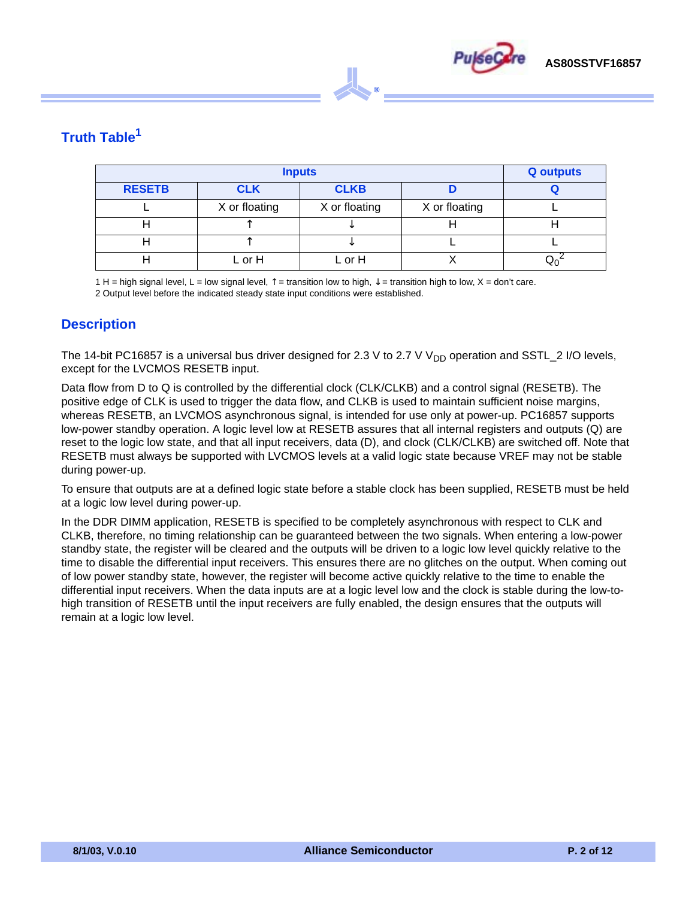## Truth Table[1]

| Inputs | | | | Q outputs |
|---|---|---|---|---|
| **RESETB** | **CLK** | **CLKB** | **D** | **Q** |
| L | X or floating | X or floating | X or floating | L |
| H | ↑ | ↓ | H | H |
| H | ↑ | ↓ | L | L |
| H | L or H | L or H | X | $Q_0$[2] |

1 H = high signal level, L = low signal level, ↑ = transition low to high, ↓ = transition high to low, X = don't care.
2 Output level before the indicated steady state input conditions were established.

## Description

The 14-bit PC16857 is a universal bus driver designed for 2.3 V to 2.7 V $V_{DD}$ operation and SSTL_2 I/O levels, except for the LVCMOS RESETB input.

Data flow from D to Q is controlled by the differential clock (CLK/CLKB) and a control signal (RESETB). The positive edge of CLK is used to trigger the data flow, and CLKB is used to maintain sufficient noise margins, whereas RESETB, an LVCMOS asynchronous signal, is intended for use only at power-up. PC16857 supports low-power standby operation. A logic level low at RESETB assures that all internal registers and outputs (Q) are reset to the logic low state, and that all input receivers, data (D), and clock (CLK/CLKB) are switched off. Note that RESETB must always be supported with LVCMOS levels at a valid logic state because VREF may not be stable during power-up.

To ensure that outputs are at a defined logic state before a stable clock has been supplied, RESETB must be held at a logic low level during power-up.

In the DDR DIMM application, RESETB is specified to be completely asynchronous with respect to CLK and CLKB, therefore, no timing relationship can be guaranteed between the two signals. When entering a low-power standby state, the register will be cleared and the outputs will be driven to a logic low level quickly relative to the time to disable the differential input receivers. This ensures there are no glitches on the output. When coming out of low power standby state, however, the register will become active quickly relative to the time to enable the differential input receivers. When the data inputs are at a logic level low and the clock is stable during the low-to-high transition of RESETB until the input receivers are fully enabled, the design ensures that the outputs will remain at a logic low level.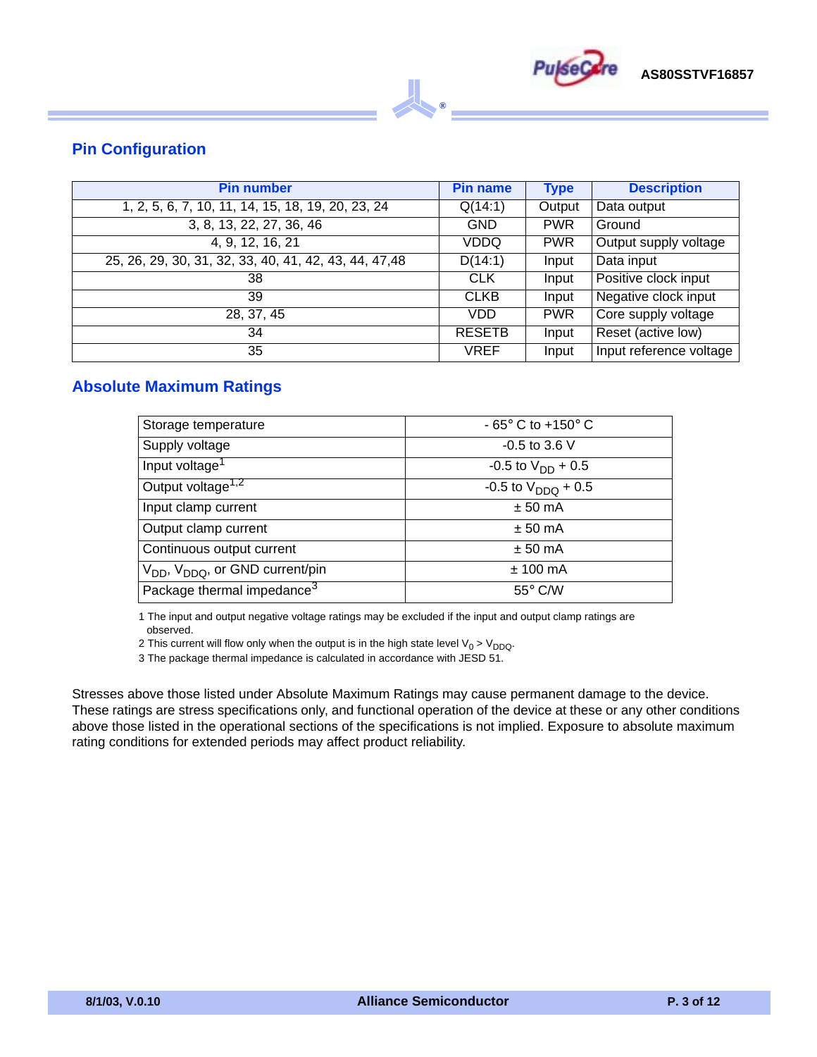## Pin Configuration

| Pin number | Pin name | Type | Description |
|---|---|---|---|
| 1, 2, 5, 6, 7, 10, 11, 14, 15, 18, 19, 20, 23, 24 | Q(14:1) | Output | Data output |
| 3, 8, 13, 22, 27, 36, 46 | GND | PWR | Ground |
| 4, 9, 12, 16, 21 | VDDQ | PWR | Output supply voltage |
| 25, 26, 29, 30, 31, 32, 33, 40, 41, 42, 43, 44, 47,48 | D(14:1) | Input | Data input |
| 38 | CLK | Input | Positive clock input |
| 39 | CLKB | Input | Negative clock input |
| 28, 37, 45 | VDD | PWR | Core supply voltage |
| 34 | RESETB | Input | Reset (active low) |
| 35 | VREF | Input | Input reference voltage |

## Absolute Maximum Ratings

| Parameter | Rating |
|---|---|
| Storage temperature | - 65° C to +150° C |
| Supply voltage | -0.5 to 3.6 V |
| Input voltage[1] | -0.5 to $V_{DD}$ + 0.5 |
| Output voltage[1,2] | -0.5 to $V_{DDQ}$ + 0.5 |
| Input clamp current | ± 50 mA |
| Output clamp current | ± 50 mA |
| Continuous output current | ± 50 mA |
| $V_{DD}$, $V_{DDQ}$, or GND current/pin | ± 100 mA |
| Package thermal impedance[3] | 55° C/W |

1 The input and output negative voltage ratings may be excluded if the input and output clamp ratings are observed.

2 This current will flow only when the output is in the high state level $V_0 > V_{DDQ}$.

3 The package thermal impedance is calculated in accordance with JESD 51.

Stresses above those listed under Absolute Maximum Ratings may cause permanent damage to the device. These ratings are stress specifications only, and functional operation of the device at these or any other conditions above those listed in the operational sections of the specifications is not implied. Exposure to absolute maximum rating conditions for extended periods may affect product reliability.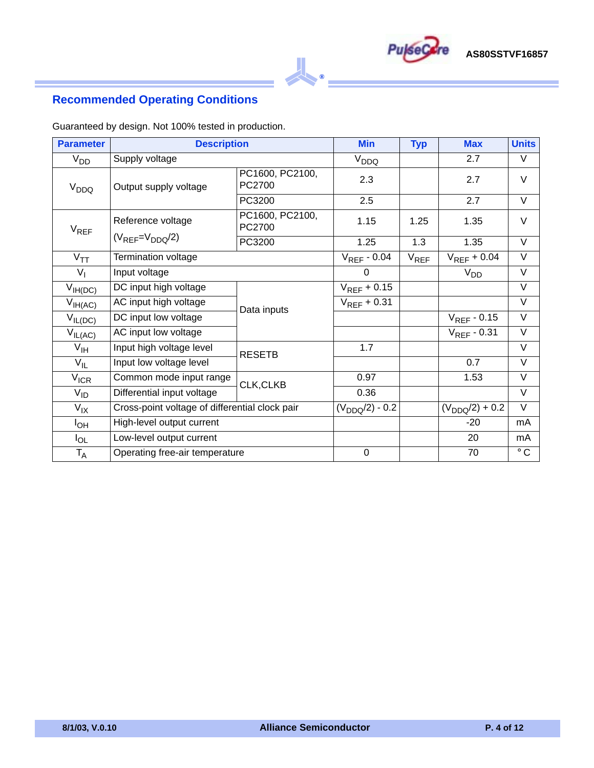## Recommended Operating Conditions

Guaranteed by design. Not 100% tested in production.

| Parameter | Description | | Min | Typ | Max | Units |
|---|---|---|---|---|---|---|
| $V_{DD}$ | Supply voltage | | $V_{DDQ}$ | | 2.7 | V |
| $V_{DDQ}$ | Output supply voltage | PC1600, PC2100, PC2700 | 2.3 | | 2.7 | V |
| | | PC3200 | 2.5 | | 2.7 | V |
| $V_{REF}$ | Reference voltage ($V_{REF}=V_{DDQ}/2$) | PC1600, PC2100, PC2700 | 1.15 | 1.25 | 1.35 | V |
| | | PC3200 | 1.25 | 1.3 | 1.35 | V |
| $V_{TT}$ | Termination voltage | | $V_{REF}$ - 0.04 | $V_{REF}$ | $V_{REF}$ + 0.04 | V |
| $V_I$ | Input voltage | | 0 | | $V_{DD}$ | V |
| $V_{IH(DC)}$ | DC input high voltage | Data inputs | $V_{REF}$ + 0.15 | | | V |
| $V_{IH(AC)}$ | AC input high voltage | Data inputs | $V_{REF}$ + 0.31 | | | V |
| $V_{IL(DC)}$ | DC input low voltage | Data inputs | | | $V_{REF}$ - 0.15 | V |
| $V_{IL(AC)}$ | AC input low voltage | Data inputs | | | $V_{REF}$ - 0.31 | V |
| $V_{IH}$ | Input high voltage level | RESETB | 1.7 | | | V |
| $V_{IL}$ | Input low voltage level | RESETB | | | 0.7 | V |
| $V_{ICR}$ | Common mode input range | CLK,CLKB | 0.97 | | 1.53 | V |
| $V_{ID}$ | Differential input voltage | CLK,CLKB | 0.36 | | | V |
| $V_{IX}$ | Cross-point voltage of differential clock pair | | $(V_{DDQ}/2)$ - 0.2 | | $(V_{DDQ}/2)$ + 0.2 | V |
| $I_{OH}$ | High-level output current | | | | -20 | mA |
| $I_{OL}$ | Low-level output current | | | | 20 | mA |
| $T_A$ | Operating free-air temperature | | 0 | | 70 | °C |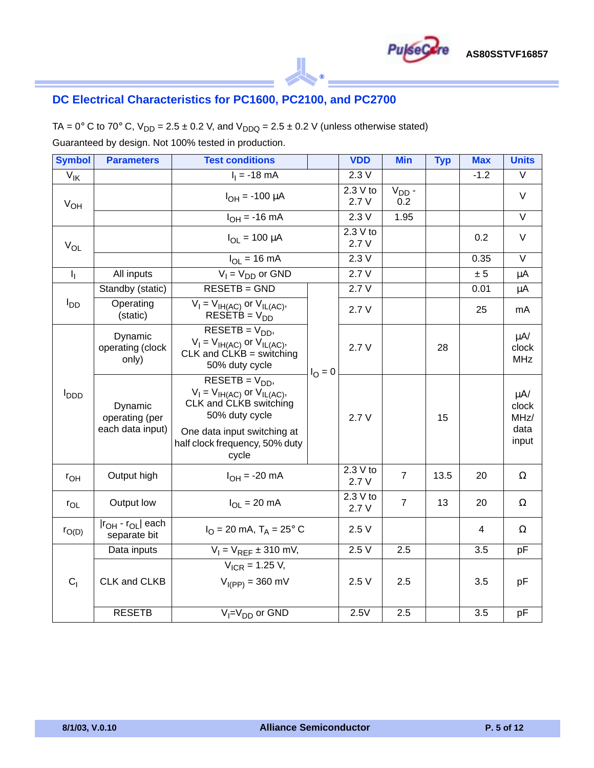## DC Electrical Characteristics for PC1600, PC2100, and PC2700

TA = 0° C to 70° C, $V_{DD}$ = 2.5 ± 0.2 V, and $V_{DDQ}$ = 2.5 ± 0.2 V (unless otherwise stated)

Guaranteed by design. Not 100% tested in production.

| Symbol | Parameters | Test conditions | | VDD | Min | Typ | Max | Units |
|---|---|---|---|---|---|---|---|---|
| $V_{IK}$ | | $I_I$ = -18 mA | | 2.3 V | | | -1.2 | V |
| $V_{OH}$ | | $I_{OH}$ = -100 µA | | 2.3 V to 2.7 V | $V_{DD}$ - 0.2 | | | V |
| | | $I_{OH}$ = -16 mA | | 2.3 V | 1.95 | | | V |
| $V_{OL}$ | | $I_{OL}$ = 100 µA | | 2.3 V to 2.7 V | | | 0.2 | V |
| | | $I_{OL}$ = 16 mA | | 2.3 V | | | 0.35 | V |
| $I_I$ | All inputs | $V_I$ = $V_{DD}$ or GND | | 2.7 V | | | ± 5 | µA |
| $I_{DD}$ | Standby (static) | RESETB = GND | $I_O$ = 0 | 2.7 V | | | 0.01 | µA |
| | Operating (static) | $V_I$ = $V_{IH(AC)}$ or $V_{IL(AC)}$, RESETB = $V_{DD}$ | $I_O$ = 0 | 2.7 V | | | 25 | mA |
| $I_{DDD}$ | Dynamic operating (clock only) | RESETB = $V_{DD}$, $V_I$ = $V_{IH(AC)}$ or $V_{IL(AC)}$, CLK and CLKB = switching 50% duty cycle | $I_O$ = 0 | 2.7 V | | 28 | | µA/ clock MHz |
| | Dynamic operating (per each data input) | RESETB = $V_{DD}$, $V_I$ = $V_{IH(AC)}$ or $V_{IL(AC)}$, CLK and CLKB switching 50% duty cycle. One data input switching at half clock frequency, 50% duty cycle | $I_O$ = 0 | 2.7 V | | 15 | | µA/ clock MHz/ data input |
| $r_{OH}$ | Output high | $I_{OH}$ = -20 mA | | 2.3 V to 2.7 V | 7 | 13.5 | 20 | Ω |
| $r_{OL}$ | Output low | $I_{OL}$ = 20 mA | | 2.3 V to 2.7 V | 7 | 13 | 20 | Ω |
| $r_{O(D)}$ | $\|r_{OH} - r_{OL}\|$ each separate bit | $I_O$ = 20 mA, $T_A$ = 25° C | | 2.5 V | | | 4 | Ω |
| $C_I$ | Data inputs | $V_I$ = $V_{REF}$ ± 310 mV, | | 2.5 V | 2.5 | | 3.5 | pF |
| | CLK and CLKB | $V_{ICR}$ = 1.25 V, $V_{I(PP)}$ = 360 mV | | 2.5 V | 2.5 | | 3.5 | pF |
| | RESETB | $V_I$=$V_{DD}$ or GND | | 2.5V | 2.5 | | 3.5 | pF |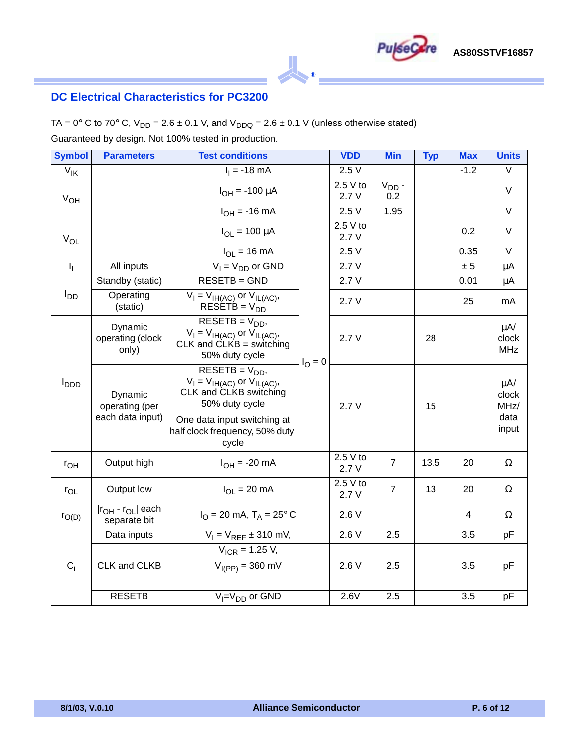## DC Electrical Characteristics for PC3200

TA = 0° C to 70° C, $V_{DD}$ = 2.6 ± 0.1 V, and $V_{DDQ}$ = 2.6 ± 0.1 V (unless otherwise stated)

Guaranteed by design. Not 100% tested in production.

| Symbol | Parameters | Test conditions | | VDD | Min | Typ | Max | Units |
|---|---|---|---|---|---|---|---|---|
| $V_{IK}$ | | $I_I$ = -18 mA | | 2.5 V | | | -1.2 | V |
| $V_{OH}$ | | $I_{OH}$ = -100 µA | | 2.5 V to 2.7 V | $V_{DD}$ - 0.2 | | | V |
| | | $I_{OH}$ = -16 mA | | 2.5 V | 1.95 | | | V |
| $V_{OL}$ | | $I_{OL}$ = 100 µA | | 2.5 V to 2.7 V | | | 0.2 | V |
| | | $I_{OL}$ = 16 mA | | 2.5 V | | | 0.35 | V |
| $I_I$ | All inputs | $V_I$ = $V_{DD}$ or GND | | 2.7 V | | | ± 5 | µA |
| $I_{DD}$ | Standby (static) | RESETB = GND | $I_O$ = 0 | 2.7 V | | | 0.01 | µA |
| | Operating (static) | $V_I$ = $V_{IH(AC)}$ or $V_{IL(AC)}$, RESETB = $V_{DD}$ | | 2.7 V | | | 25 | mA |
| $I_{DDD}$ | Dynamic operating (clock only) | RESETB = $V_{DD}$, $V_I$ = $V_{IH(AC)}$ or $V_{IL(AC)}$, CLK and CLKB = switching 50% duty cycle | | 2.7 V | | 28 | | µA/ clock MHz |
| | Dynamic operating (per each data input) | RESETB = $V_{DD}$, $V_I$ = $V_{IH(AC)}$ or $V_{IL(AC)}$, CLK and CLKB switching 50% duty cycle<br>One data input switching at half clock frequency, 50% duty cycle | | 2.7 V | | 15 | | µA/ clock MHz/ data input |
| $r_{OH}$ | Output high | $I_{OH}$ = -20 mA | | 2.5 V to 2.7 V | 7 | 13.5 | 20 | Ω |
| $r_{OL}$ | Output low | $I_{OL}$ = 20 mA | | 2.5 V to 2.7 V | 7 | 13 | 20 | Ω |
| $r_{O(D)}$ | $\|r_{OH} - r_{OL}\|$ each separate bit | $I_O$ = 20 mA, $T_A$ = 25° C | | 2.6 V | | | 4 | Ω |
| $C_i$ | Data inputs | $V_I$ = $V_{REF}$ ± 310 mV, | | 2.6 V | 2.5 | | 3.5 | pF |
| | CLK and CLKB | $V_{ICR}$ = 1.25 V, $V_{I(PP)}$ = 360 mV | | 2.6 V | 2.5 | | 3.5 | pF |
| | RESETB | $V_I$=$V_{DD}$ or GND | | 2.6V | 2.5 | | 3.5 | pF |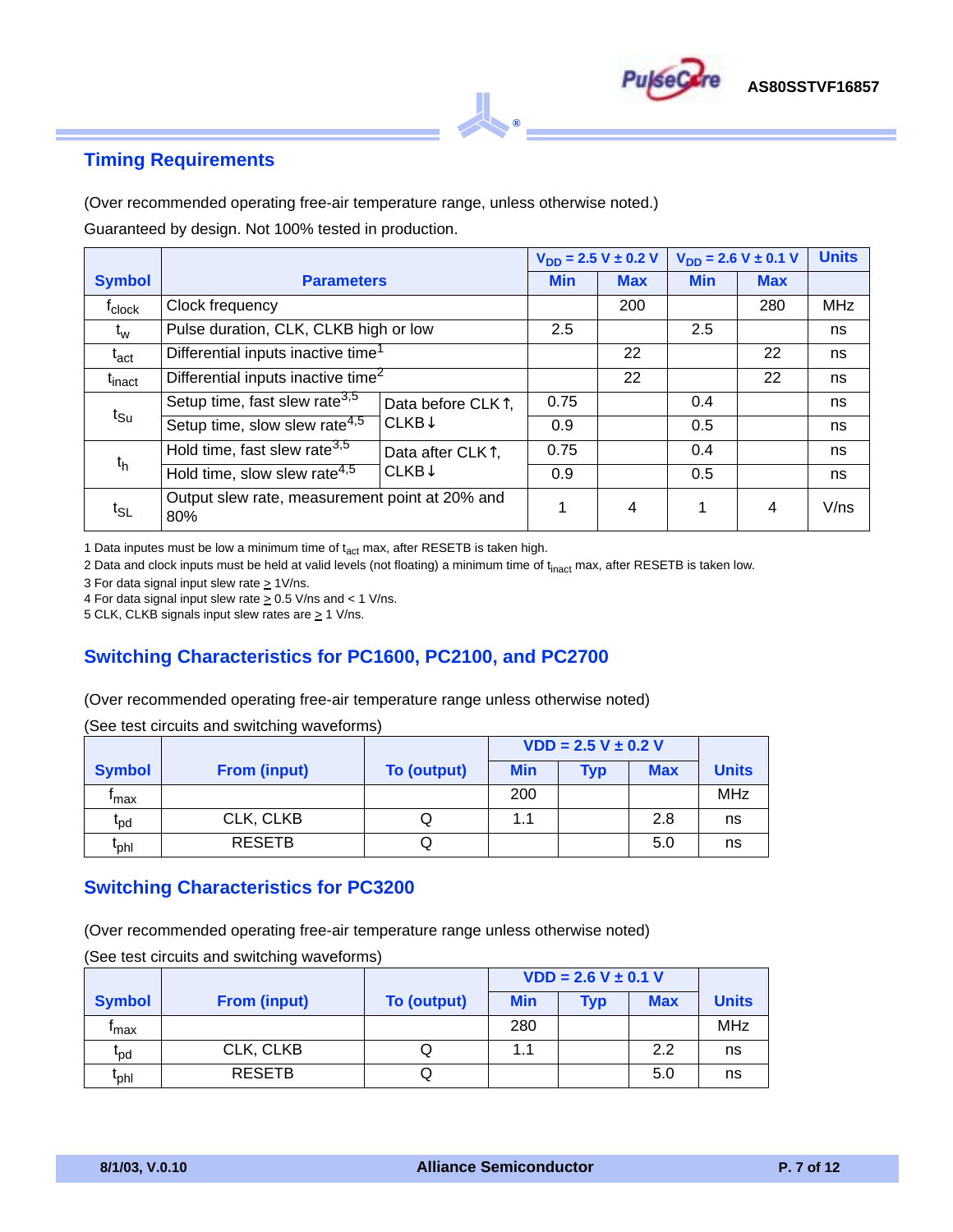## Timing Requirements

(Over recommended operating free-air temperature range, unless otherwise noted.)

Guaranteed by design. Not 100% tested in production.

| Symbol | Parameters | | $V_{DD}$ = 2.5 V ± 0.2 V | | $V_{DD}$ = 2.6 V ± 0.1 V | | Units |
|---|---|---|---|---|---|---|---|
| | | | Min | Max | Min | Max | |
| $f_{clock}$ | Clock frequency | | | 200 | | 280 | MHz |
| $t_w$ | Pulse duration, CLK, CLKB high or low | | 2.5 | | 2.5 | | ns |
| $t_{act}$ | Differential inputs inactive time[1] | | | 22 | | 22 | ns |
| $t_{inact}$ | Differential inputs inactive time[2] | | | 22 | | 22 | ns |
| $t_{Su}$ | Setup time, fast slew rate[3,5] | Data before CLK↑, CLKB↓ | 0.75 | | 0.4 | | ns |
| | Setup time, slow slew rate[4,5] | | 0.9 | | 0.5 | | ns |
| $t_h$ | Hold time, fast slew rate[3,5] | Data after CLK↑, CLKB↓ | 0.75 | | 0.4 | | ns |
| | Hold time, slow slew rate[4,5] | | 0.9 | | 0.5 | | ns |
| $t_{SL}$ | Output slew rate, measurement point at 20% and 80% | | 1 | 4 | 1 | 4 | V/ns |

1 Data inputes must be low a minimum time of $t_{act}$ max, after RESETB is taken high.

2 Data and clock inputs must be held at valid levels (not floating) a minimum time of $t_{inact}$ max, after RESETB is taken low.

3 For data signal input slew rate ≥ 1V/ns.

4 For data signal input slew rate ≥ 0.5 V/ns and < 1 V/ns.

5 CLK, CLKB signals input slew rates are ≥ 1 V/ns.

## Switching Characteristics for PC1600, PC2100, and PC2700

(Over recommended operating free-air temperature range unless otherwise noted)

(See test circuits and switching waveforms)

| Symbol | From (input) | To (output) | VDD = 2.5 V ± 0.2 V | | | Units |
|---|---|---|---|---|---|---|
| | | | Min | Typ | Max | |
| $f_{max}$ | | | 200 | | | MHz |
| $t_{pd}$ | CLK, CLKB | Q | 1.1 | | 2.8 | ns |
| $t_{phl}$ | RESETB | Q | | | 5.0 | ns |

## Switching Characteristics for PC3200

(Over recommended operating free-air temperature range unless otherwise noted)

(See test circuits and switching waveforms)

| Symbol | From (input) | To (output) | VDD = 2.6 V ± 0.1 V | | | Units |
|---|---|---|---|---|---|---|
| | | | Min | Typ | Max | |
| $f_{max}$ | | | 280 | | | MHz |
| $t_{pd}$ | CLK, CLKB | Q | 1.1 | | 2.2 | ns |
| $t_{phl}$ | RESETB | Q | | | 5.0 | ns |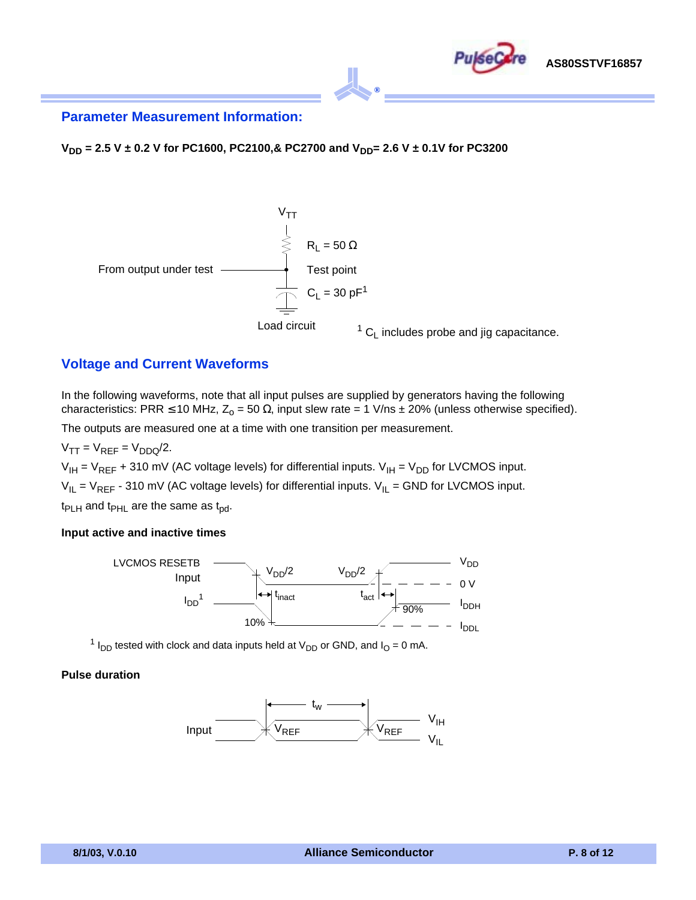## Parameter Measurement Information:

**$V_{DD}$ = 2.5 V ± 0.2 V for PC1600, PC2100,& PC2700 and $V_{DD}$= 2.6 V ± 0.1V for PC3200**

$V_{TT}$

$R_L = 50\ \Omega$

From output under test

Test point

$C_L$ = 30 pF[1]

Load circuit

[1] $C_L$ includes probe and jig capacitance.

## Voltage and Current Waveforms

In the following waveforms, note that all input pulses are supplied by generators having the following characteristics: PRR ≤10 MHz, $Z_o = 50\ \Omega$, input slew rate = 1 V/ns ± 20% (unless otherwise specified).

The outputs are measured one at a time with one transition per measurement.

$V_{TT} = V_{REF} = V_{DDQ}/2$.

$V_{IH} = V_{REF}$ + 310 mV (AC voltage levels) for differential inputs. $V_{IH} = V_{DD}$ for LVCMOS input.

$V_{IL} = V_{REF}$ - 310 mV (AC voltage levels) for differential inputs. $V_{IL}$ = GND for LVCMOS input.

$t_{PLH}$ and $t_{PHL}$ are the same as $t_{pd}$.

**Input active and inactive times**

LVCMOS RESETB Input

$I_{DD}$[1]

$V_{DD}/2$ &nbsp; $V_{DD}/2$

$t_{inact}$ &nbsp; $t_{act}$

10% &nbsp; 90%

$V_{DD}$ &nbsp; 0 V &nbsp; $I_{DDH}$ &nbsp; $I_{DDL}$

[1] $I_{DD}$ tested with clock and data inputs held at $V_{DD}$ or GND, and $I_O$ = 0 mA.

**Pulse duration**

Input

$t_w$

$V_{REF}$ &nbsp; $V_{REF}$

$V_{IH}$ &nbsp; $V_{IL}$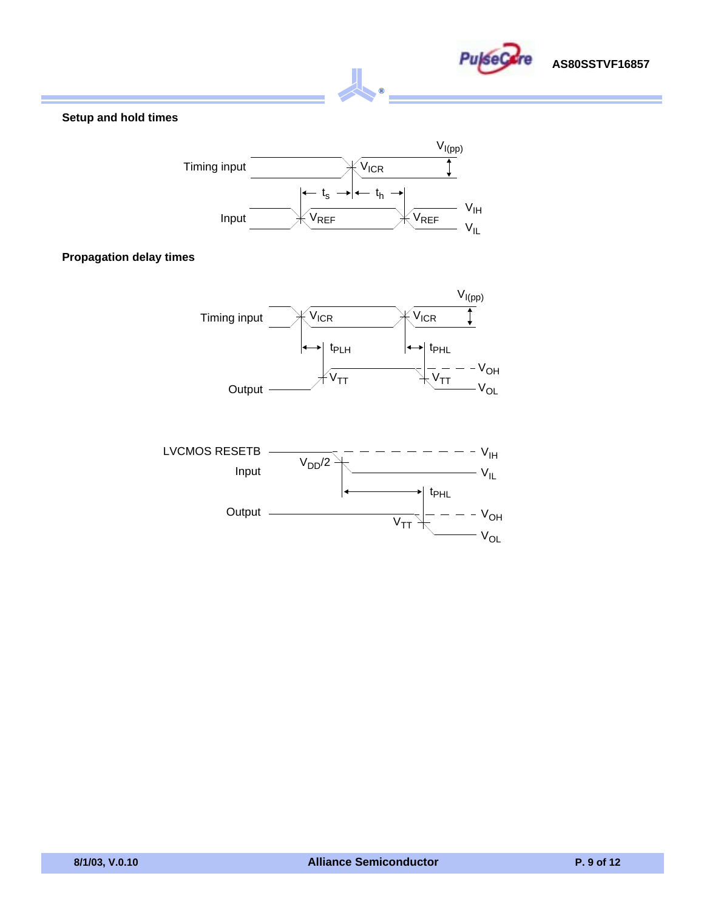### Setup and hold times

Timing input $V_{ICR}$ $V_{I(pp)}$

$t_s$ $t_h$

Input $V_{REF}$ $V_{REF}$ $V_{IH}$ $V_{IL}$

### Propagation delay times

Timing input $V_{ICR}$ $V_{ICR}$ $V_{I(pp)}$

$t_{PLH}$ $t_{PHL}$

Output $V_{TT}$ $V_{TT}$ $V_{OH}$ $V_{OL}$

LVCMOS RESETB Input $V_{DD}/2$ $V_{IH}$ $V_{IL}$

$t_{PHL}$

Output $V_{TT}$ $V_{OH}$ $V_{OL}$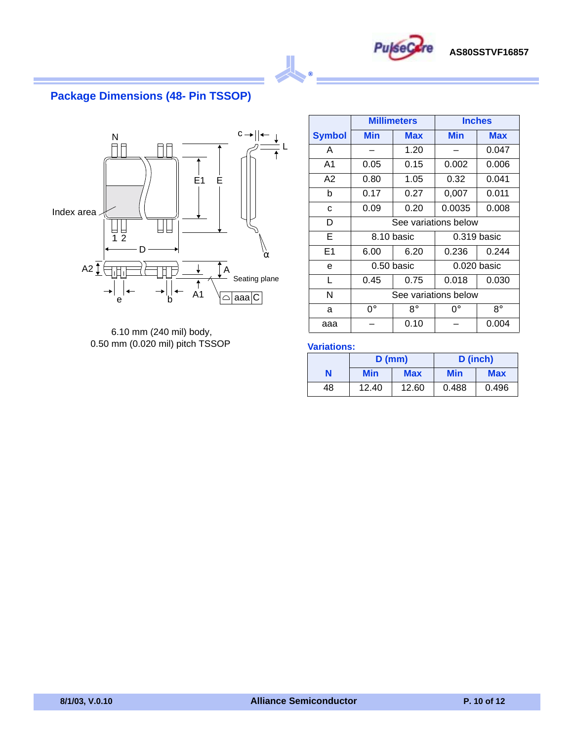## Package Dimensions (48- Pin TSSOP)

6.10 mm (240 mil) body,
0.50 mm (0.020 mil) pitch TSSOP

| Symbol | Millimeters | | Inches | |
|---|---|---|---|---|
| | Min | Max | Min | Max |
| A | – | 1.20 | – | 0.047 |
| A1 | 0.05 | 0.15 | 0.002 | 0.006 |
| A2 | 0.80 | 1.05 | 0.32 | 0.041 |
| b | 0.17 | 0.27 | 0,007 | 0.011 |
| c | 0.09 | 0.20 | 0.0035 | 0.008 |
| D | See variations below | | | |
| E | 8.10 basic | | 0.319 basic | |
| E1 | 6.00 | 6.20 | 0.236 | 0.244 |
| e | 0.50 basic | | 0.020 basic | |
| L | 0.45 | 0.75 | 0.018 | 0.030 |
| N | See variations below | | | |
| a | 0° | 8° | 0° | 8° |
| aaa | – | 0.10 | – | 0.004 |

**Variations:**

| N | D (mm) | | D (inch) | |
|---|---|---|---|---|
| | Min | Max | Min | Max |
| 48 | 12.40 | 12.60 | 0.488 | 0.496 |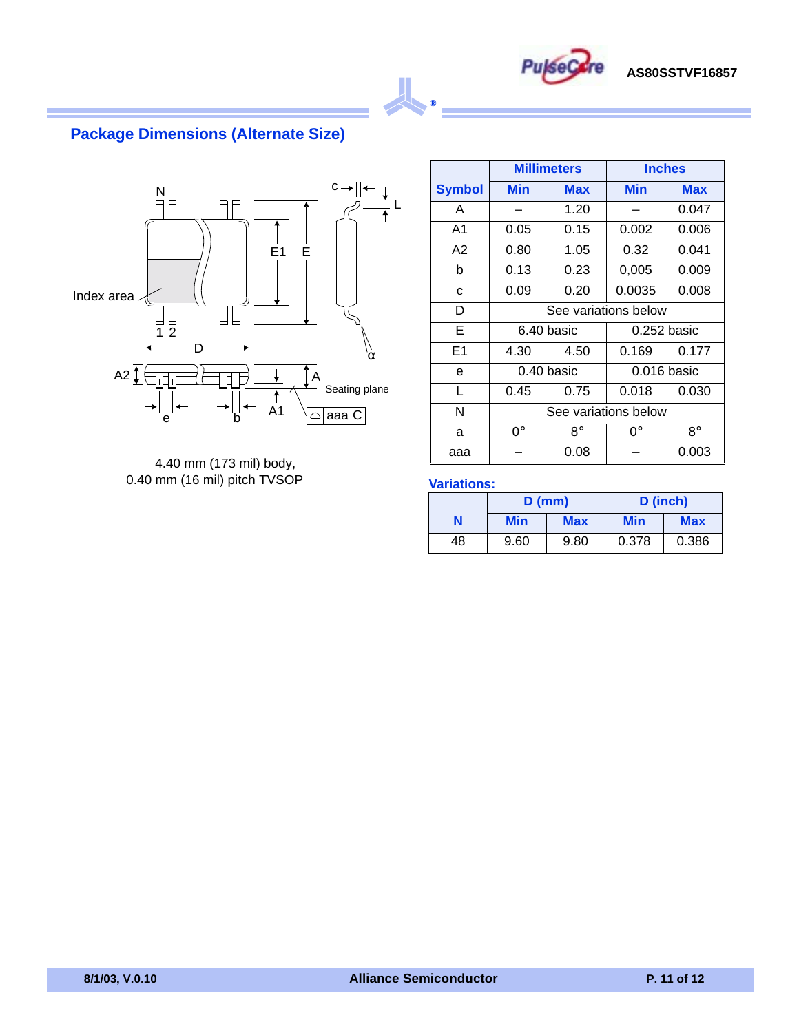## Package Dimensions (Alternate Size)

4.40 mm (173 mil) body,
0.40 mm (16 mil) pitch TVSOP

| Symbol | Millimeters | | Inches | |
|---|---|---|---|---|
| | Min | Max | Min | Max |
| A | – | 1.20 | – | 0.047 |
| A1 | 0.05 | 0.15 | 0.002 | 0.006 |
| A2 | 0.80 | 1.05 | 0.32 | 0.041 |
| b | 0.13 | 0.23 | 0,005 | 0.009 |
| c | 0.09 | 0.20 | 0.0035 | 0.008 |
| D | See variations below | | | |
| E | 6.40 basic | | 0.252 basic | |
| E1 | 4.30 | 4.50 | 0.169 | 0.177 |
| e | 0.40 basic | | 0.016 basic | |
| L | 0.45 | 0.75 | 0.018 | 0.030 |
| N | See variations below | | | |
| a | 0° | 8° | 0° | 8° |
| aaa | – | 0.08 | – | 0.003 |

**Variations:**

| N | D (mm) | | D (inch) | |
|---|---|---|---|---|
| | Min | Max | Min | Max |
| 48 | 9.60 | 9.80 | 0.378 | 0.386 |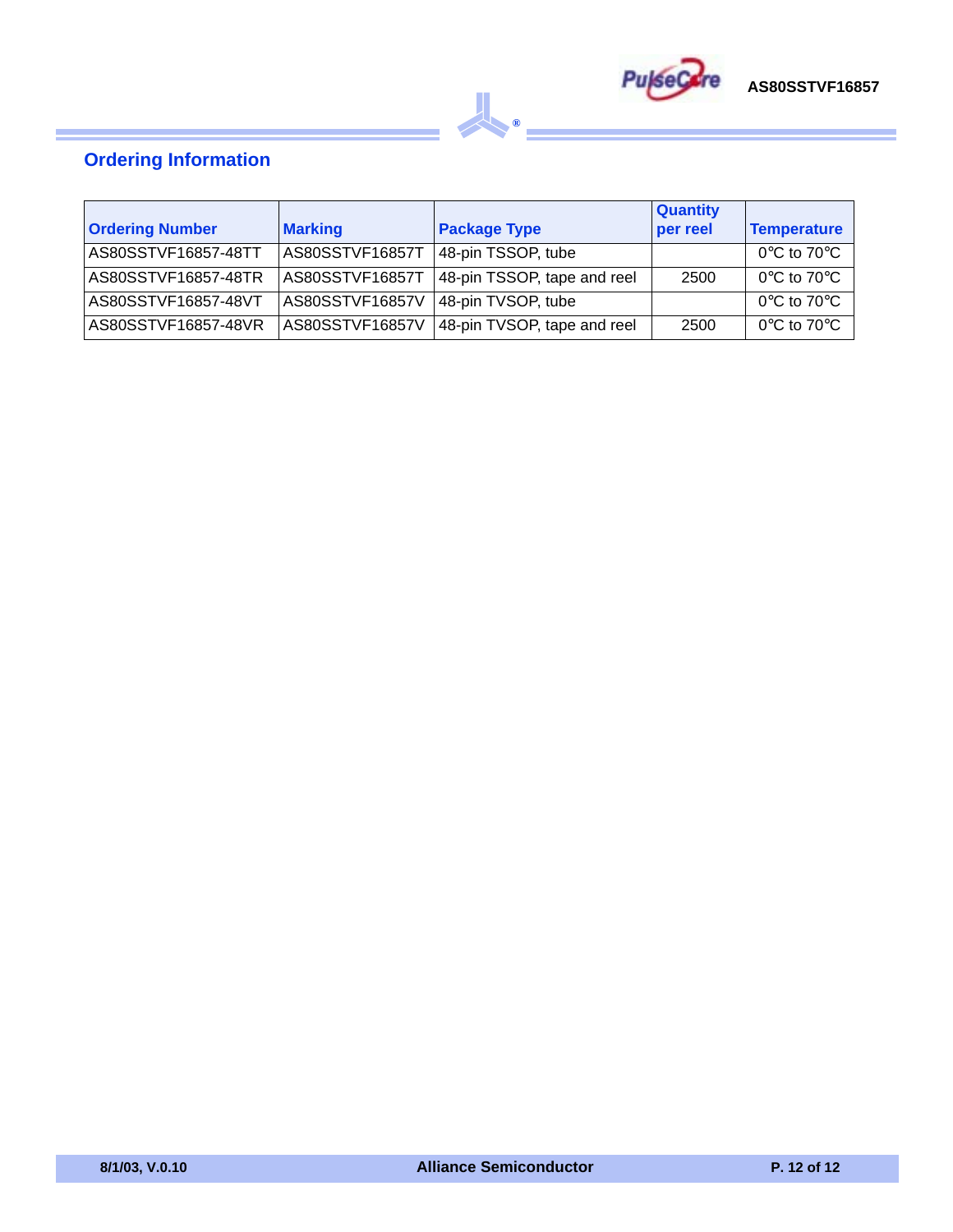## Ordering Information

| Ordering Number | Marking | Package Type | Quantity per reel | Temperature |
|---|---|---|---|---|
| AS80SSTVF16857-48TT | AS80SSTVF16857T | 48-pin TSSOP, tube | | 0°C to 70°C |
| AS80SSTVF16857-48TR | AS80SSTVF16857T | 48-pin TSSOP, tape and reel | 2500 | 0°C to 70°C |
| AS80SSTVF16857-48VT | AS80SSTVF16857V | 48-pin TVSOP, tube | | 0°C to 70°C |
| AS80SSTVF16857-48VR | AS80SSTVF16857V | 48-pin TVSOP, tape and reel | 2500 | 0°C to 70°C |